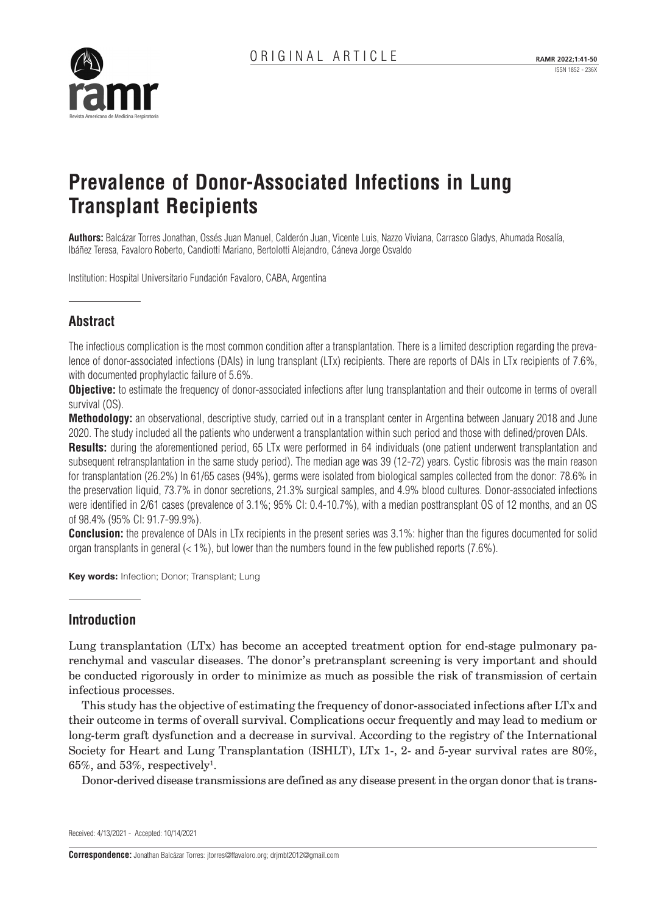ORIGINAL ARTICLE

# Prevalence of Donor-Associated Infections in Lung Transplant Recipients

**Authors:** Balcázar Torres Jonathan, Ossés Juan Manuel, Calderón Juan, Vicente Luis, Nazzo Viviana, Carrasco Gladys, Ahumada Rosalía, Ibáñez Teresa, Favaloro Roberto, Candiotti Mariano, Bertolotti Alejandro, Cáneva Jorge Osvaldo

Institution: Hospital Universitario Fundación Favaloro, CABA, Argentina

## Abstract

The infectious complication is the most common condition after a transplantation. There is a limited description regarding the prevalence of donor-associated infections (DAIs) in lung transplant (LTx) recipients. There are reports of DAIs in LTx recipients of 7.6%, with documented prophylactic failure of 5.6%.

**Objective:** to estimate the frequency of donor-associated infections after lung transplantation and their outcome in terms of overall survival (OS).

**Methodology:** an observational, descriptive study, carried out in a transplant center in Argentina between January 2018 and June 2020. The study included all the patients who underwent a transplantation within such period and those with defined/proven DAIs.

**Results:** during the aforementioned period, 65 LTx were performed in 64 individuals (one patient underwent transplantation and subsequent retransplantation in the same study period). The median age was 39 (12-72) years. Cystic fibrosis was the main reason for transplantation (26.2%) In 61/65 cases (94%), germs were isolated from biological samples collected from the donor: 78.6% in the preservation liquid, 73.7% in donor secretions, 21.3% surgical samples, and 4.9% blood cultures. Donor-associated infections were identified in 2/61 cases (prevalence of 3.1%; 95% CI: 0.4-10.7%), with a median posttransplant OS of 12 months, and an OS of 98.4% (95% CI: 91.7-99.9%).

**Conclusion:** the prevalence of DAIs in LTx recipients in the present series was 3.1%: higher than the figures documented for solid organ transplants in general (< 1%), but lower than the numbers found in the few published reports (7.6%).

**Key words:** Infection; Donor; Transplant; Lung

## Introduction

Lung transplantation (LTx) has become an accepted treatment option for end-stage pulmonary parenchymal and vascular diseases. The donor's pretransplant screening is very important and should be conducted rigorously in order to minimize as much as possible the risk of transmission of certain infectious processes.

This study has the objective of estimating the frequency of donor-associated infections after LTx and their outcome in terms of overall survival. Complications occur frequently and may lead to medium or long-term graft dysfunction and a decrease in survival. According to the registry of the International Society for Heart and Lung Transplantation (ISHLT), LTx 1-, 2- and 5-year survival rates are 80%, 65%, and 53%, respectively[1].

Donor-derived disease transmissions are defined as any disease present in the organ donor that is trans-

Received: 4/13/2021 - Accepted: 10/14/2021

**Correspondence:** Jonathan Balcázar Torres: jtorres@ffavaloro.org; drjmbt2012@gmail.com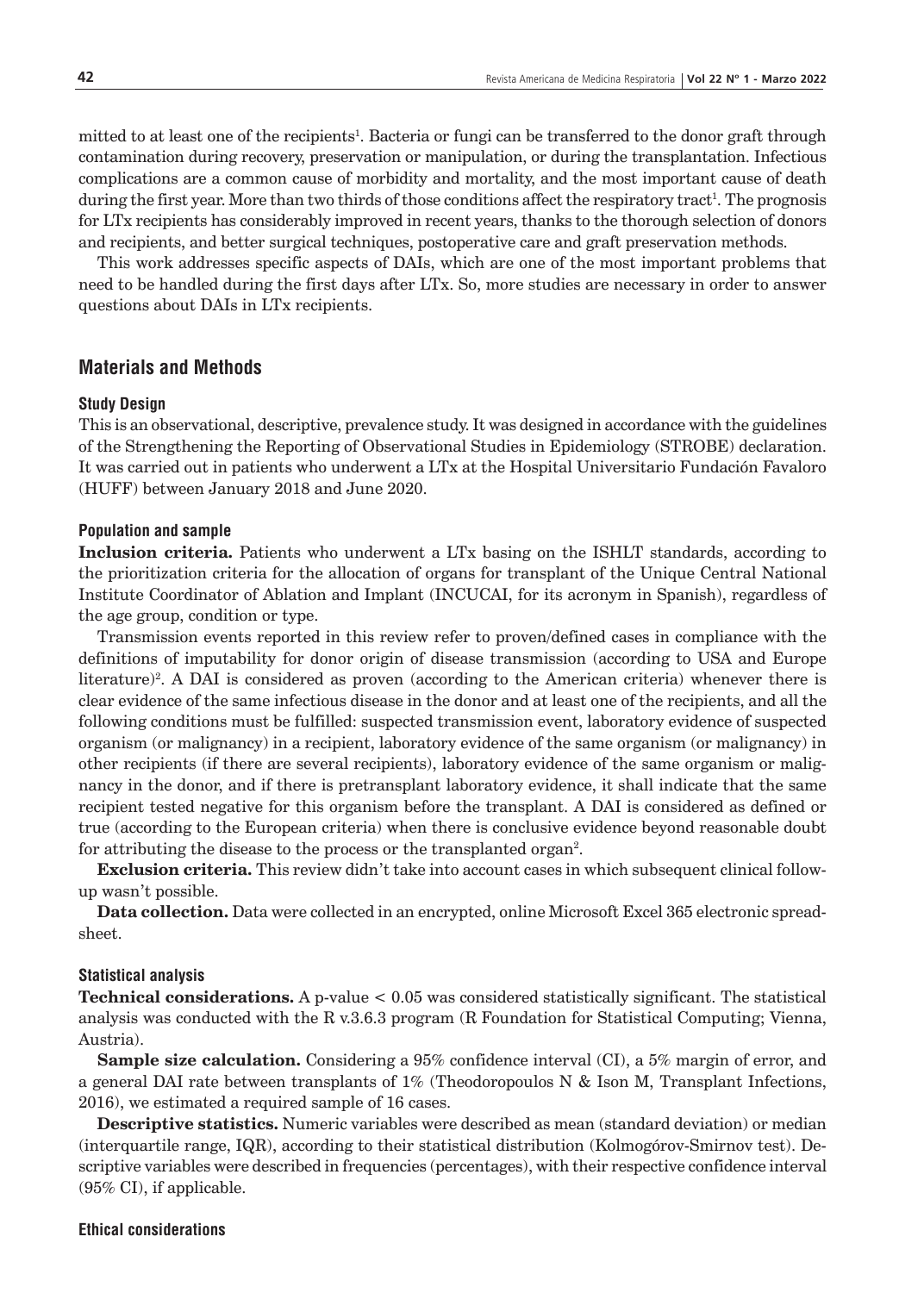mitted to at least one of the recipients[1]. Bacteria or fungi can be transferred to the donor graft through contamination during recovery, preservation or manipulation, or during the transplantation. Infectious complications are a common cause of morbidity and mortality, and the most important cause of death during the first year. More than two thirds of those conditions affect the respiratory tract[1]. The prognosis for LTx recipients has considerably improved in recent years, thanks to the thorough selection of donors and recipients, and better surgical techniques, postoperative care and graft preservation methods.

This work addresses specific aspects of DAIs, which are one of the most important problems that need to be handled during the first days after LTx. So, more studies are necessary in order to answer questions about DAIs in LTx recipients.

## Materials and Methods

### Study Design

This is an observational, descriptive, prevalence study. It was designed in accordance with the guidelines of the Strengthening the Reporting of Observational Studies in Epidemiology (STROBE) declaration. It was carried out in patients who underwent a LTx at the Hospital Universitario Fundación Favaloro (HUFF) between January 2018 and June 2020.

### Population and sample

**Inclusion criteria.** Patients who underwent a LTx basing on the ISHLT standards, according to the prioritization criteria for the allocation of organs for transplant of the Unique Central National Institute Coordinator of Ablation and Implant (INCUCAI, for its acronym in Spanish), regardless of the age group, condition or type.

Transmission events reported in this review refer to proven/defined cases in compliance with the definitions of imputability for donor origin of disease transmission (according to USA and Europe literature)[2]. A DAI is considered as proven (according to the American criteria) whenever there is clear evidence of the same infectious disease in the donor and at least one of the recipients, and all the following conditions must be fulfilled: suspected transmission event, laboratory evidence of suspected organism (or malignancy) in a recipient, laboratory evidence of the same organism (or malignancy) in other recipients (if there are several recipients), laboratory evidence of the same organism or malignancy in the donor, and if there is pretransplant laboratory evidence, it shall indicate that the same recipient tested negative for this organism before the transplant. A DAI is considered as defined or true (according to the European criteria) when there is conclusive evidence beyond reasonable doubt for attributing the disease to the process or the transplanted organ[2].

**Exclusion criteria.** This review didn't take into account cases in which subsequent clinical follow-up wasn't possible.

**Data collection.** Data were collected in an encrypted, online Microsoft Excel 365 electronic spreadsheet.

### Statistical analysis

**Technical considerations.** A p-value $< 0.05$ was considered statistically significant. The statistical analysis was conducted with the R v.3.6.3 program (R Foundation for Statistical Computing; Vienna, Austria).

**Sample size calculation.** Considering a 95% confidence interval (CI), a 5% margin of error, and a general DAI rate between transplants of 1% (Theodoropoulos N & Ison M, Transplant Infections, 2016), we estimated a required sample of 16 cases.

**Descriptive statistics.** Numeric variables were described as mean (standard deviation) or median (interquartile range, IQR), according to their statistical distribution (Kolmogórov-Smirnov test). Descriptive variables were described in frequencies (percentages), with their respective confidence interval (95% CI), if applicable.

### Ethical considerations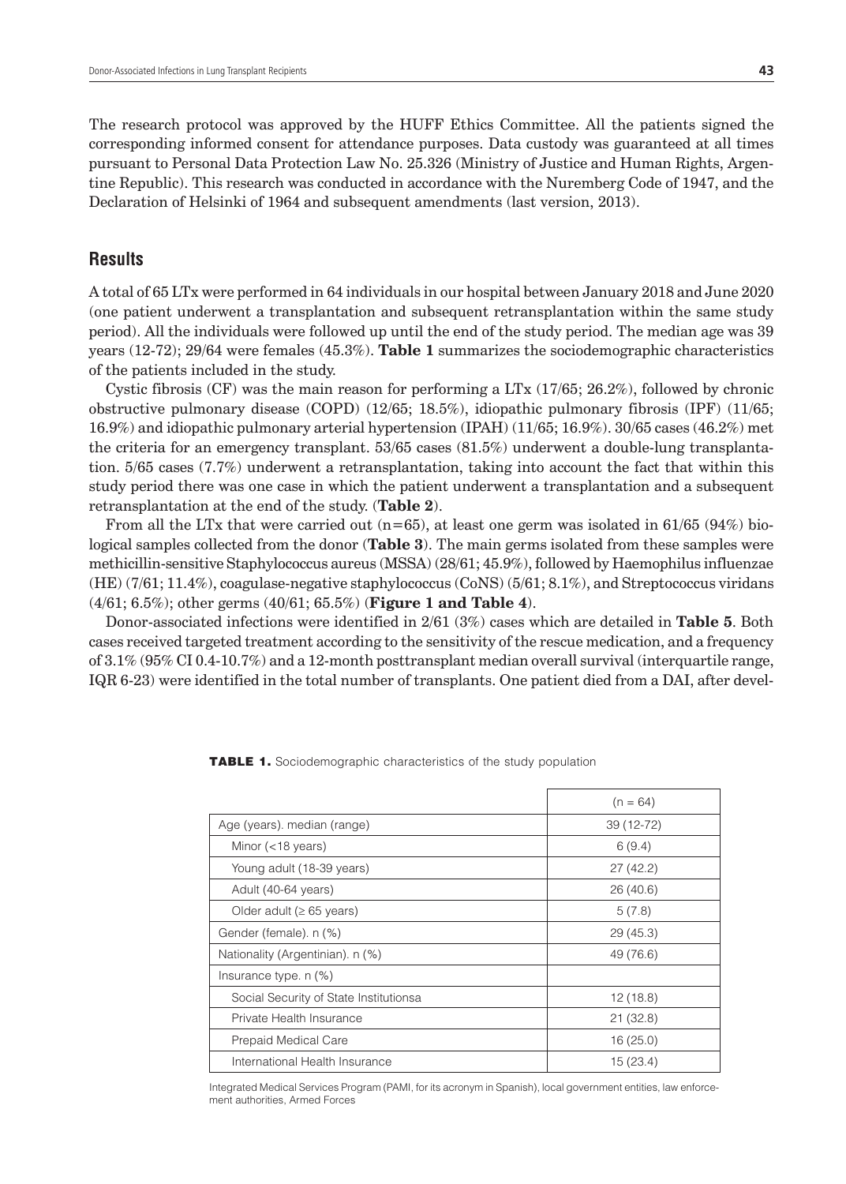The research protocol was approved by the HUFF Ethics Committee. All the patients signed the corresponding informed consent for attendance purposes. Data custody was guaranteed at all times pursuant to Personal Data Protection Law No. 25.326 (Ministry of Justice and Human Rights, Argentine Republic). This research was conducted in accordance with the Nuremberg Code of 1947, and the Declaration of Helsinki of 1964 and subsequent amendments (last version, 2013).

## Results

A total of 65 LTx were performed in 64 individuals in our hospital between January 2018 and June 2020 (one patient underwent a transplantation and subsequent retransplantation within the same study period). All the individuals were followed up until the end of the study period. The median age was 39 years (12-72); 29/64 were females (45.3%). **Table 1** summarizes the sociodemographic characteristics of the patients included in the study.

Cystic fibrosis (CF) was the main reason for performing a LTx (17/65; 26.2%), followed by chronic obstructive pulmonary disease (COPD) (12/65; 18.5%), idiopathic pulmonary fibrosis (IPF) (11/65; 16.9%) and idiopathic pulmonary arterial hypertension (IPAH) (11/65; 16.9%). 30/65 cases (46.2%) met the criteria for an emergency transplant. 53/65 cases (81.5%) underwent a double-lung transplantation. 5/65 cases (7.7%) underwent a retransplantation, taking into account the fact that within this study period there was one case in which the patient underwent a transplantation and a subsequent retransplantation at the end of the study. (**Table 2**).

From all the LTx that were carried out (n=65), at least one germ was isolated in 61/65 (94%) biological samples collected from the donor (**Table 3**). The main germs isolated from these samples were methicillin-sensitive Staphylococcus aureus (MSSA) (28/61; 45.9%), followed by Haemophilus influenzae (HE) (7/61; 11.4%), coagulase-negative staphylococcus (CoNS) (5/61; 8.1%), and Streptococcus viridans (4/61; 6.5%); other germs (40/61; 65.5%) (**Figure 1 and Table 4**).

Donor-associated infections were identified in 2/61 (3%) cases which are detailed in **Table 5**. Both cases received targeted treatment according to the sensitivity of the rescue medication, and a frequency of 3.1% (95% CI 0.4-10.7%) and a 12-month posttransplant median overall survival (interquartile range, IQR 6-23) were identified in the total number of transplants. One patient died from a DAI, after devel-

**TABLE 1.** Sociodemographic characteristics of the study population

| | (n = 64) |
|---|---|
| Age (years). median (range) | 39 (12-72) |
| Minor (<18 years) | 6 (9.4) |
| Young adult (18-39 years) | 27 (42.2) |
| Adult (40-64 years) | 26 (40.6) |
| Older adult (≥ 65 years) | 5 (7.8) |
| Gender (female). n (%) | 29 (45.3) |
| Nationality (Argentinian). n (%) | 49 (76.6) |
| Insurance type. n (%) | |
| Social Security of State Institutionsa | 12 (18.8) |
| Private Health Insurance | 21 (32.8) |
| Prepaid Medical Care | 16 (25.0) |
| International Health Insurance | 15 (23.4) |

Integrated Medical Services Program (PAMI, for its acronym in Spanish), local government entities, law enforcement authorities, Armed Forces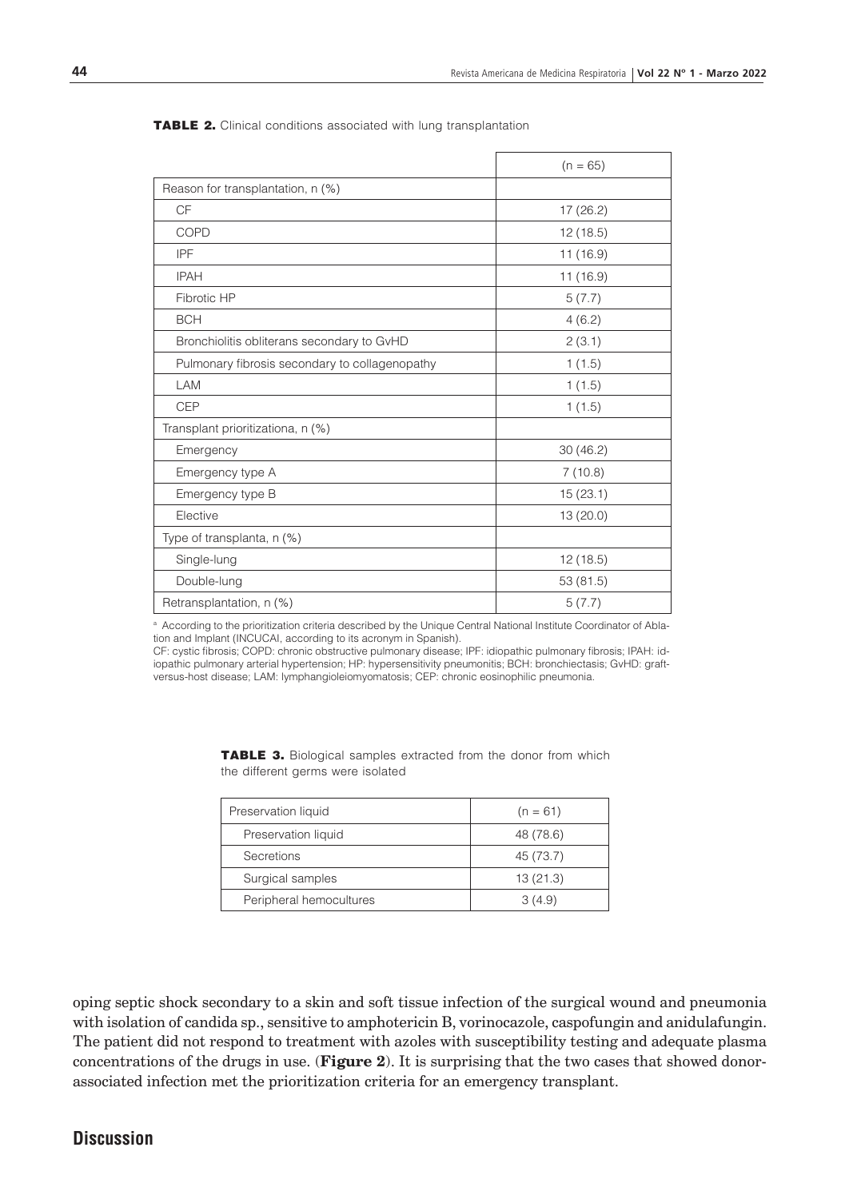**TABLE 2.** Clinical conditions associated with lung transplantation

| | (n = 65) |
|---|---|
| Reason for transplantation, n (%) | |
| CF | 17 (26.2) |
| COPD | 12 (18.5) |
| IPF | 11 (16.9) |
| IPAH | 11 (16.9) |
| Fibrotic HP | 5 (7.7) |
| BCH | 4 (6.2) |
| Bronchiolitis obliterans secondary to GvHD | 2 (3.1) |
| Pulmonary fibrosis secondary to collagenopathy | 1 (1.5) |
| LAM | 1 (1.5) |
| CEP | 1 (1.5) |
| Transplant prioritizationa, n (%) | |
| Emergency | 30 (46.2) |
| Emergency type A | 7 (10.8) |
| Emergency type B | 15 (23.1) |
| Elective | 13 (20.0) |
| Type of transplanta, n (%) | |
| Single-lung | 12 (18.5) |
| Double-lung | 53 (81.5) |
| Retransplantation, n (%) | 5 (7.7) |

[a] According to the prioritization criteria described by the Unique Central National Institute Coordinator of Ablation and Implant (INCUCAI, according to its acronym in Spanish).

CF: cystic fibrosis; COPD: chronic obstructive pulmonary disease; IPF: idiopathic pulmonary fibrosis; IPAH: idiopathic pulmonary arterial hypertension; HP: hypersensitivity pneumonitis; BCH: bronchiectasis; GvHD: graft-versus-host disease; LAM: lymphangioleiomyomatosis; CEP: chronic eosinophilic pneumonia.

**TABLE 3.** Biological samples extracted from the donor from which the different germs were isolated

| Preservation liquid | (n = 61) |
|---|---|
| Preservation liquid | 48 (78.6) |
| Secretions | 45 (73.7) |
| Surgical samples | 13 (21.3) |
| Peripheral hemocultures | 3 (4.9) |

oping septic shock secondary to a skin and soft tissue infection of the surgical wound and pneumonia with isolation of candida sp., sensitive to amphotericin B, vorinocazole, caspofungin and anidulafungin. The patient did not respond to treatment with azoles with susceptibility testing and adequate plasma concentrations of the drugs in use. (**Figure 2**). It is surprising that the two cases that showed donor-associated infection met the prioritization criteria for an emergency transplant.

## Discussion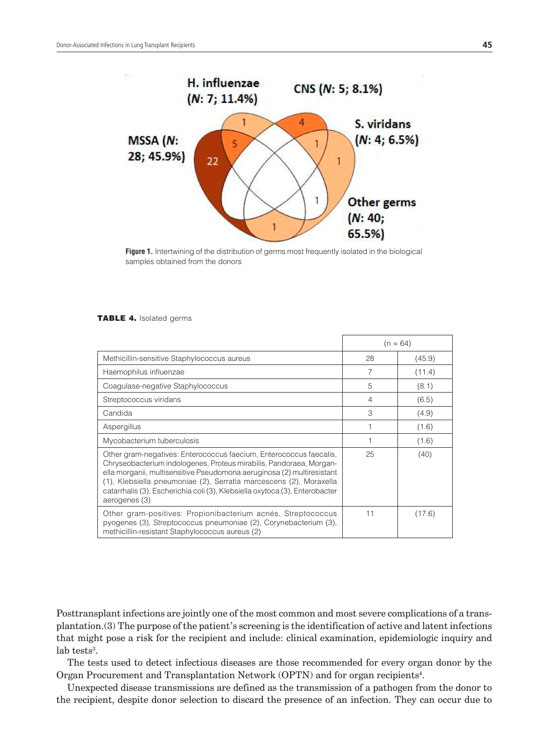Figure 1. Intertwining of the distribution of germs most frequently isolated in the biological samples obtained from the donors

**TABLE 4.** Isolated germs

| | (n = 64) | |
|---|---|---|
| Methicillin-sensitive Staphylococcus aureus | 28 | (45.9) |
| Haemophilus influenzae | 7 | (11.4) |
| Coagulase-negative Staphylococcus | 5 | (8.1) |
| Streptococcus viridans | 4 | (6.5) |
| Candida | 3 | (4.9) |
| Aspergillus | 1 | (1.6) |
| Mycobacterium tuberculosis | 1 | (1.6) |
| Other gram-negatives: Enterococcus faecium, Enterococcus faecalis, Chryseobacterium indologenes, Proteus mirabilis, Pandoraea, Morganella morganii, multisensitive Pseudomona aeruginosa (2) multiresistant (1), Klebsiella pneumoniae (2), Serratia marcescens (2), Moraxella catarrhalis (3), Escherichia coli (3), Klebsiella oxytoca (3), Enterobacter aerogenes (3) | 25 | (40) |
| Other gram-positives: Propionibacterium acnés, Streptococcus pyogenes (3), Streptococcus pneumoniae (2), Corynebacterium (3), methicillin-resistant Staphylococcus aureus (2) | 11 | (17.6) |

Posttransplant infections are jointly one of the most common and most severe complications of a transplantation.(3) The purpose of the patient's screening is the identification of active and latent infections that might pose a risk for the recipient and include: clinical examination, epidemiologic inquiry and lab tests[3].

The tests used to detect infectious diseases are those recommended for every organ donor by the Organ Procurement and Transplantation Network (OPTN) and for organ recipients[4].

Unexpected disease transmissions are defined as the transmission of a pathogen from the donor to the recipient, despite donor selection to discard the presence of an infection. They can occur due to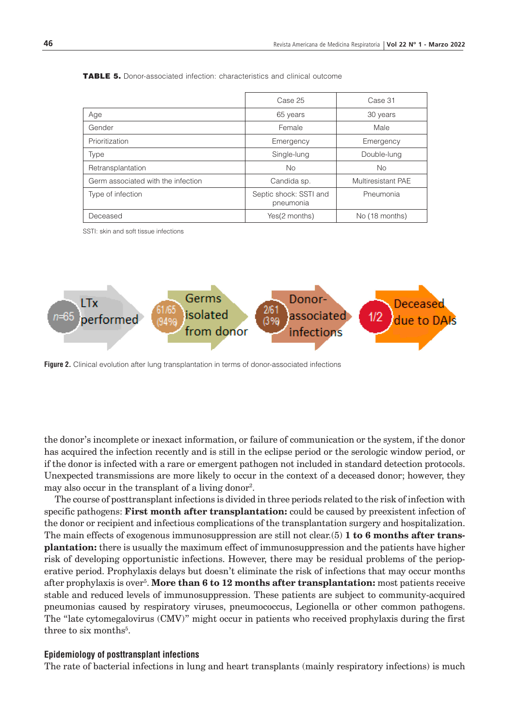**TABLE 5.** Donor-associated infection: characteristics and clinical outcome

| | Case 25 | Case 31 |
|---|---|---|
| Age | 65 years | 30 years |
| Gender | Female | Male |
| Prioritization | Emergency | Emergency |
| Type | Single-lung | Double-lung |
| Retransplantation | No | No |
| Germ associated with the infection | Candida sp. | Multiresistant PAE |
| Type of infection | Septic shock: SSTI and pneumonia | Pneumonia |
| Deceased | Yes(2 months) | No (18 months) |

SSTI: skin and soft tissue infections

n=65 LTx performed → 61/65 (94%) Germs isolated from donor → 2/61 (3%) Donor-associated infections → 1/2 Deceased due to DAIs

**Figure 2.** Clinical evolution after lung transplantation in terms of donor-associated infections

the donor's incomplete or inexact information, or failure of communication or the system, if the donor has acquired the infection recently and is still in the eclipse period or the serologic window period, or if the donor is infected with a rare or emergent pathogen not included in standard detection protocols. Unexpected transmissions are more likely to occur in the context of a deceased donor; however, they may also occur in the transplant of a living donor[2].

The course of posttransplant infections is divided in three periods related to the risk of infection with specific pathogens: **First month after transplantation:** could be caused by preexistent infection of the donor or recipient and infectious complications of the transplantation surgery and hospitalization. The main effects of exogenous immunosuppression are still not clear.(5) **1 to 6 months after transplantation:** there is usually the maximum effect of immunosuppression and the patients have higher risk of developing opportunistic infections. However, there may be residual problems of the perioperative period. Prophylaxis delays but doesn't eliminate the risk of infections that may occur months after prophylaxis is over[5]. **More than 6 to 12 months after transplantation:** most patients receive stable and reduced levels of immunosuppression. These patients are subject to community-acquired pneumonias caused by respiratory viruses, pneumococcus, Legionella or other common pathogens. The "late cytomegalovirus (CMV)" might occur in patients who received prophylaxis during the first three to six months[5].

### Epidemiology of posttransplant infections

The rate of bacterial infections in lung and heart transplants (mainly respiratory infections) is much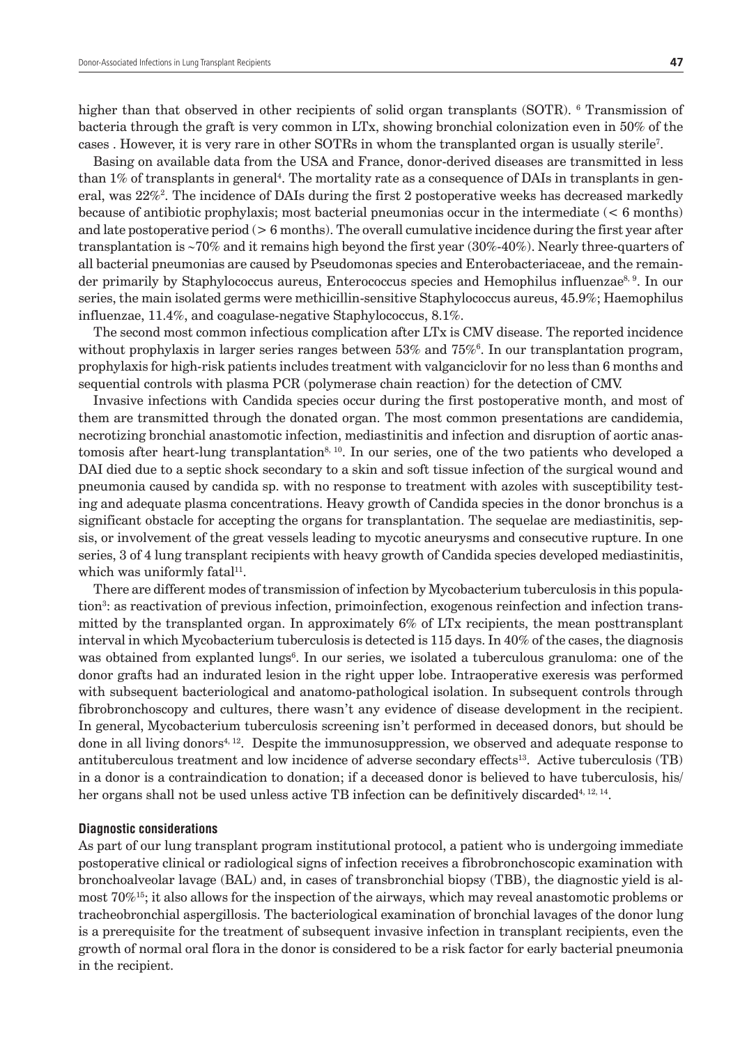higher than that observed in other recipients of solid organ transplants (SOTR). [6] Transmission of bacteria through the graft is very common in LTx, showing bronchial colonization even in 50% of the cases . However, it is very rare in other SOTRs in whom the transplanted organ is usually sterile[7].

Basing on available data from the USA and France, donor-derived diseases are transmitted in less than 1% of transplants in general[4]. The mortality rate as a consequence of DAIs in transplants in general, was 22%[2]. The incidence of DAIs during the first 2 postoperative weeks has decreased markedly because of antibiotic prophylaxis; most bacterial pneumonias occur in the intermediate (< 6 months) and late postoperative period (> 6 months). The overall cumulative incidence during the first year after transplantation is ~70% and it remains high beyond the first year (30%-40%). Nearly three-quarters of all bacterial pneumonias are caused by Pseudomonas species and Enterobacteriaceae, and the remainder primarily by Staphylococcus aureus, Enterococcus species and Hemophilus influenzae[8, 9]. In our series, the main isolated germs were methicillin-sensitive Staphylococcus aureus, 45.9%; Haemophilus influenzae, 11.4%, and coagulase-negative Staphylococcus, 8.1%.

The second most common infectious complication after LTx is CMV disease. The reported incidence without prophylaxis in larger series ranges between 53% and 75%[6]. In our transplantation program, prophylaxis for high-risk patients includes treatment with valganciclovir for no less than 6 months and sequential controls with plasma PCR (polymerase chain reaction) for the detection of CMV.

Invasive infections with Candida species occur during the first postoperative month, and most of them are transmitted through the donated organ. The most common presentations are candidemia, necrotizing bronchial anastomotic infection, mediastinitis and infection and disruption of aortic anastomosis after heart-lung transplantation[8, 10]. In our series, one of the two patients who developed a DAI died due to a septic shock secondary to a skin and soft tissue infection of the surgical wound and pneumonia caused by candida sp. with no response to treatment with azoles with susceptibility testing and adequate plasma concentrations. Heavy growth of Candida species in the donor bronchus is a significant obstacle for accepting the organs for transplantation. The sequelae are mediastinitis, sepsis, or involvement of the great vessels leading to mycotic aneurysms and consecutive rupture. In one series, 3 of 4 lung transplant recipients with heavy growth of Candida species developed mediastinitis, which was uniformly fatal[11].

There are different modes of transmission of infection by Mycobacterium tuberculosis in this population[3]: as reactivation of previous infection, primoinfection, exogenous reinfection and infection transmitted by the transplanted organ. In approximately 6% of LTx recipients, the mean posttransplant interval in which Mycobacterium tuberculosis is detected is 115 days. In 40% of the cases, the diagnosis was obtained from explanted lungs[6]. In our series, we isolated a tuberculous granuloma: one of the donor grafts had an indurated lesion in the right upper lobe. Intraoperative exeresis was performed with subsequent bacteriological and anatomo-pathological isolation. In subsequent controls through fibrobronchoscopy and cultures, there wasn't any evidence of disease development in the recipient. In general, Mycobacterium tuberculosis screening isn't performed in deceased donors, but should be done in all living donors[4, 12]. Despite the immunosuppression, we observed and adequate response to antituberculous treatment and low incidence of adverse secondary effects[13]. Active tuberculosis (TB) in a donor is a contraindication to donation; if a deceased donor is believed to have tuberculosis, his/her organs shall not be used unless active TB infection can be definitively discarded[4, 12, 14].

#### Diagnostic considerations

As part of our lung transplant program institutional protocol, a patient who is undergoing immediate postoperative clinical or radiological signs of infection receives a fibrobronchoscopic examination with bronchoalveolar lavage (BAL) and, in cases of transbronchial biopsy (TBB), the diagnostic yield is almost 70%[15]; it also allows for the inspection of the airways, which may reveal anastomotic problems or tracheobronchial aspergillosis. The bacteriological examination of bronchial lavages of the donor lung is a prerequisite for the treatment of subsequent invasive infection in transplant recipients, even the growth of normal oral flora in the donor is considered to be a risk factor for early bacterial pneumonia in the recipient.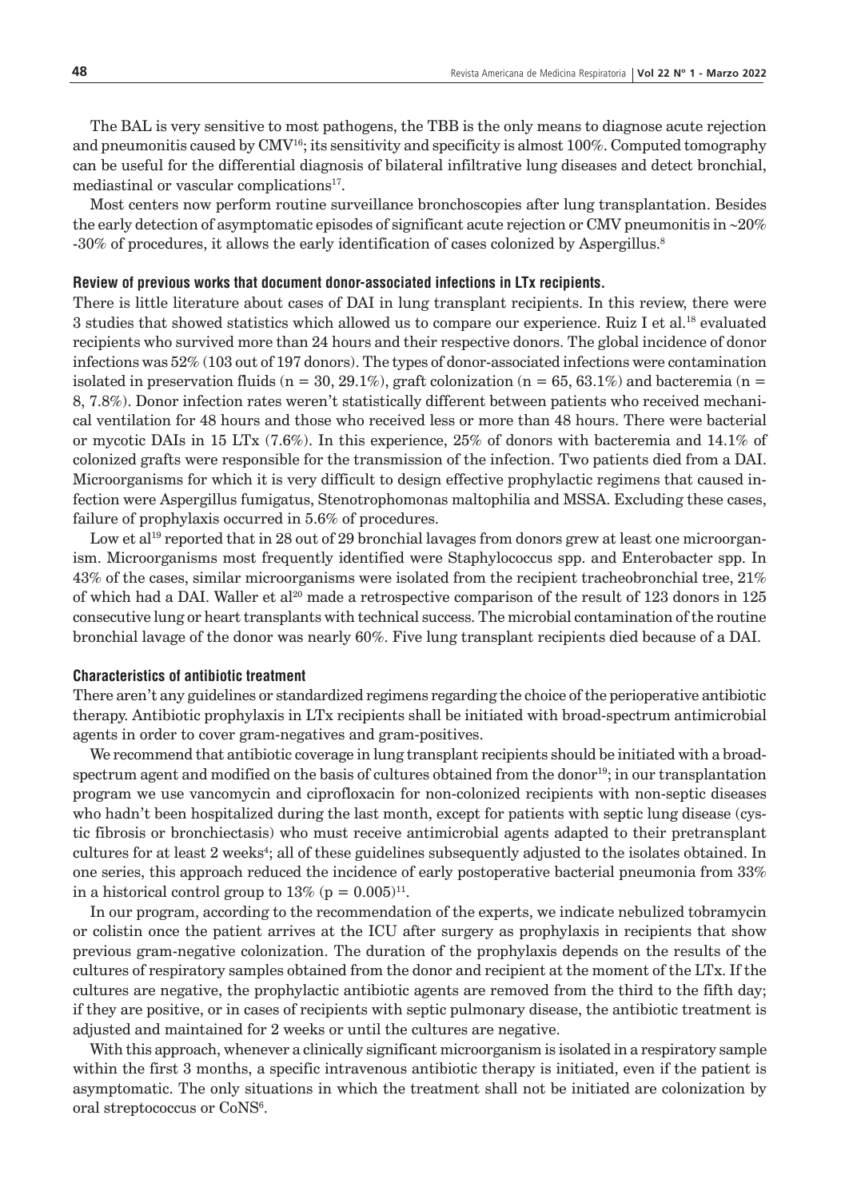The BAL is very sensitive to most pathogens, the TBB is the only means to diagnose acute rejection and pneumonitis caused by CMV[16]; its sensitivity and specificity is almost 100%. Computed tomography can be useful for the differential diagnosis of bilateral infiltrative lung diseases and detect bronchial, mediastinal or vascular complications[17].

Most centers now perform routine surveillance bronchoscopies after lung transplantation. Besides the early detection of asymptomatic episodes of significant acute rejection or CMV pneumonitis in ~20% -30% of procedures, it allows the early identification of cases colonized by Aspergillus.[8]

#### Review of previous works that document donor-associated infections in LTx recipients.

There is little literature about cases of DAI in lung transplant recipients. In this review, there were 3 studies that showed statistics which allowed us to compare our experience. Ruiz I et al.[18] evaluated recipients who survived more than 24 hours and their respective donors. The global incidence of donor infections was 52% (103 out of 197 donors). The types of donor-associated infections were contamination isolated in preservation fluids (n = 30, 29.1%), graft colonization (n = 65, 63.1%) and bacteremia (n = 8, 7.8%). Donor infection rates weren't statistically different between patients who received mechanical ventilation for 48 hours and those who received less or more than 48 hours. There were bacterial or mycotic DAIs in 15 LTx (7.6%). In this experience, 25% of donors with bacteremia and 14.1% of colonized grafts were responsible for the transmission of the infection. Two patients died from a DAI. Microorganisms for which it is very difficult to design effective prophylactic regimens that caused infection were Aspergillus fumigatus, Stenotrophomonas maltophilia and MSSA. Excluding these cases, failure of prophylaxis occurred in 5.6% of procedures.

Low et al[19] reported that in 28 out of 29 bronchial lavages from donors grew at least one microorganism. Microorganisms most frequently identified were Staphylococcus spp. and Enterobacter spp. In 43% of the cases, similar microorganisms were isolated from the recipient tracheobronchial tree, 21% of which had a DAI. Waller et al[20] made a retrospective comparison of the result of 123 donors in 125 consecutive lung or heart transplants with technical success. The microbial contamination of the routine bronchial lavage of the donor was nearly 60%. Five lung transplant recipients died because of a DAI.

#### Characteristics of antibiotic treatment

There aren't any guidelines or standardized regimens regarding the choice of the perioperative antibiotic therapy. Antibiotic prophylaxis in LTx recipients shall be initiated with broad-spectrum antimicrobial agents in order to cover gram-negatives and gram-positives.

We recommend that antibiotic coverage in lung transplant recipients should be initiated with a broad-spectrum agent and modified on the basis of cultures obtained from the donor[19]; in our transplantation program we use vancomycin and ciprofloxacin for non-colonized recipients with non-septic diseases who hadn't been hospitalized during the last month, except for patients with septic lung disease (cystic fibrosis or bronchiectasis) who must receive antimicrobial agents adapted to their pretransplant cultures for at least 2 weeks[4]; all of these guidelines subsequently adjusted to the isolates obtained. In one series, this approach reduced the incidence of early postoperative bacterial pneumonia from 33% in a historical control group to 13% ($p = 0.005$)[11].

In our program, according to the recommendation of the experts, we indicate nebulized tobramycin or colistin once the patient arrives at the ICU after surgery as prophylaxis in recipients that show previous gram-negative colonization. The duration of the prophylaxis depends on the results of the cultures of respiratory samples obtained from the donor and recipient at the moment of the LTx. If the cultures are negative, the prophylactic antibiotic agents are removed from the third to the fifth day; if they are positive, or in cases of recipients with septic pulmonary disease, the antibiotic treatment is adjusted and maintained for 2 weeks or until the cultures are negative.

With this approach, whenever a clinically significant microorganism is isolated in a respiratory sample within the first 3 months, a specific intravenous antibiotic therapy is initiated, even if the patient is asymptomatic. The only situations in which the treatment shall not be initiated are colonization by oral streptococcus or CoNS[6].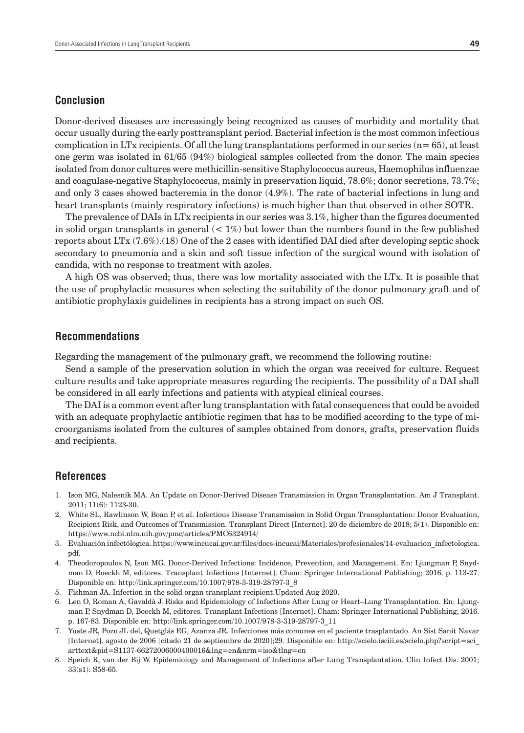## Conclusion

Donor-derived diseases are increasingly being recognized as causes of morbidity and mortality that occur usually during the early posttransplant period. Bacterial infection is the most common infectious complication in LTx recipients. Of all the lung transplantations performed in our series (n= 65), at least one germ was isolated in 61/65 (94%) biological samples collected from the donor. The main species isolated from donor cultures were methicillin-sensitive Staphylococcus aureus, Haemophilus influenzae and coagulase-negative Staphylococcus, mainly in preservation liquid, 78.6%; donor secretions, 73.7%; and only 3 cases showed bacteremia in the donor (4.9%). The rate of bacterial infections in lung and heart transplants (mainly respiratory infections) is much higher than that observed in other SOTR.

The prevalence of DAIs in LTx recipients in our series was 3.1%, higher than the figures documented in solid organ transplants in general (< 1%) but lower than the numbers found in the few published reports about LTx (7.6%).(18) One of the 2 cases with identified DAI died after developing septic shock secondary to pneumonia and a skin and soft tissue infection of the surgical wound with isolation of candida, with no response to treatment with azoles.

A high OS was observed; thus, there was low mortality associated with the LTx. It is possible that the use of prophylactic measures when selecting the suitability of the donor pulmonary graft and of antibiotic prophylaxis guidelines in recipients has a strong impact on such OS.

## Recommendations

Regarding the management of the pulmonary graft, we recommend the following routine:

Send a sample of the preservation solution in which the organ was received for culture. Request culture results and take appropriate measures regarding the recipients. The possibility of a DAI shall be considered in all early infections and patients with atypical clinical courses.

The DAI is a common event after lung transplantation with fatal consequences that could be avoided with an adequate prophylactic antibiotic regimen that has to be modified according to the type of microorganisms isolated from the cultures of samples obtained from donors, grafts, preservation fluids and recipients.

## References

1. Ison MG, Nalesnik MA. An Update on Donor-Derived Disease Transmission in Organ Transplantation. Am J Transplant. 2011; 11(6): 1123-30.
2. White SL, Rawlinson W, Boan P, et al. Infectious Disease Transmission in Solid Organ Transplantation: Donor Evaluation, Recipient Risk, and Outcomes of Transmission. Transplant Direct [Internet]. 20 de diciembre de 2018; 5(1). Disponible en: https://www.ncbi.nlm.nih.gov/pmc/articles/PMC6324914/
3. Evaluación infectológica. https://www.incucai.gov.ar/files/docs-incucai/Materiales/profesionales/14-evaluacion_infectologica.pdf.
4. Theodoropoulos N, Ison MG. Donor-Derived Infections: Incidence, Prevention, and Management. En: Ljungman P, Snydman D, Boeckh M, editores. Transplant Infections [Internet]. Cham: Springer International Publishing; 2016. p. 113-27. Disponible en: http://link.springer.com/10.1007/978-3-319-28797-3_8
5. Fishman JA. Infection in the solid organ transplant recipient.Updated Aug 2020.
6. Len O, Roman A, Gavaldà J. Risks and Epidemiology of Infections After Lung or Heart–Lung Transplantation. En: Ljungman P, Snydman D, Boeckh M, editores. Transplant Infections [Internet]. Cham: Springer International Publishing; 2016. p. 167-83. Disponible en: http://link.springer.com/10.1007/978-3-319-28797-3_11
7. Yuste JR, Pozo JL del, Quetglás EG, Azanza JR. Infecciones más comunes en el paciente trasplantado. An Sist Sanit Navar [Internet]. agosto de 2006 [citado 21 de septiembre de 2020];29. Disponible en: http://scielo.isciii.es/scielo.php?script=sci_arttext&pid=S1137-66272006000400016&lng=en&nrm=iso&tlng=en
8. Speich R, van der Bij W. Epidemiology and Management of Infections after Lung Transplantation. Clin Infect Dis. 2001; 33(s1): S58-65.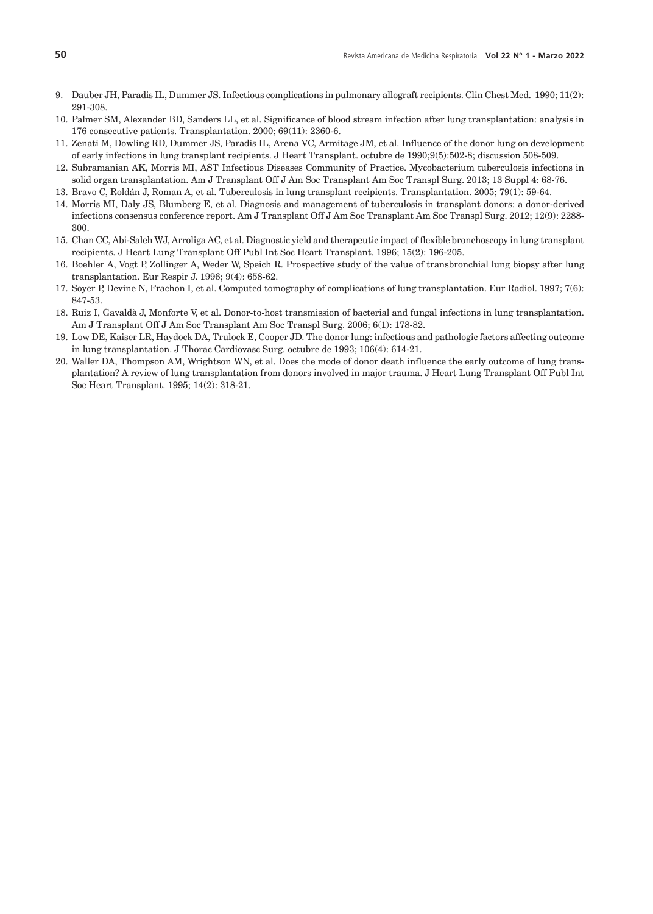9. Dauber JH, Paradis IL, Dummer JS. Infectious complications in pulmonary allograft recipients. Clin Chest Med. 1990; 11(2): 291-308.
10. Palmer SM, Alexander BD, Sanders LL, et al. Significance of blood stream infection after lung transplantation: analysis in 176 consecutive patients. Transplantation. 2000; 69(11): 2360-6.
11. Zenati M, Dowling RD, Dummer JS, Paradis IL, Arena VC, Armitage JM, et al. Influence of the donor lung on development of early infections in lung transplant recipients. J Heart Transplant. octubre de 1990;9(5):502-8; discussion 508-509.
12. Subramanian AK, Morris MI, AST Infectious Diseases Community of Practice. Mycobacterium tuberculosis infections in solid organ transplantation. Am J Transplant Off J Am Soc Transplant Am Soc Transpl Surg. 2013; 13 Suppl 4: 68-76.
13. Bravo C, Roldán J, Roman A, et al. Tuberculosis in lung transplant recipients. Transplantation. 2005; 79(1): 59-64.
14. Morris MI, Daly JS, Blumberg E, et al. Diagnosis and management of tuberculosis in transplant donors: a donor-derived infections consensus conference report. Am J Transplant Off J Am Soc Transplant Am Soc Transpl Surg. 2012; 12(9): 2288-300.
15. Chan CC, Abi-Saleh WJ, Arroliga AC, et al. Diagnostic yield and therapeutic impact of flexible bronchoscopy in lung transplant recipients. J Heart Lung Transplant Off Publ Int Soc Heart Transplant. 1996; 15(2): 196-205.
16. Boehler A, Vogt P, Zollinger A, Weder W, Speich R. Prospective study of the value of transbronchial lung biopsy after lung transplantation. Eur Respir J. 1996; 9(4): 658-62.
17. Soyer P, Devine N, Frachon I, et al. Computed tomography of complications of lung transplantation. Eur Radiol. 1997; 7(6): 847-53.
18. Ruiz I, Gavaldà J, Monforte V, et al. Donor-to-host transmission of bacterial and fungal infections in lung transplantation. Am J Transplant Off J Am Soc Transplant Am Soc Transpl Surg. 2006; 6(1): 178-82.
19. Low DE, Kaiser LR, Haydock DA, Trulock E, Cooper JD. The donor lung: infectious and pathologic factors affecting outcome in lung transplantation. J Thorac Cardiovasc Surg. octubre de 1993; 106(4): 614-21.
20. Waller DA, Thompson AM, Wrightson WN, et al. Does the mode of donor death influence the early outcome of lung transplantation? A review of lung transplantation from donors involved in major trauma. J Heart Lung Transplant Off Publ Int Soc Heart Transplant. 1995; 14(2): 318-21.